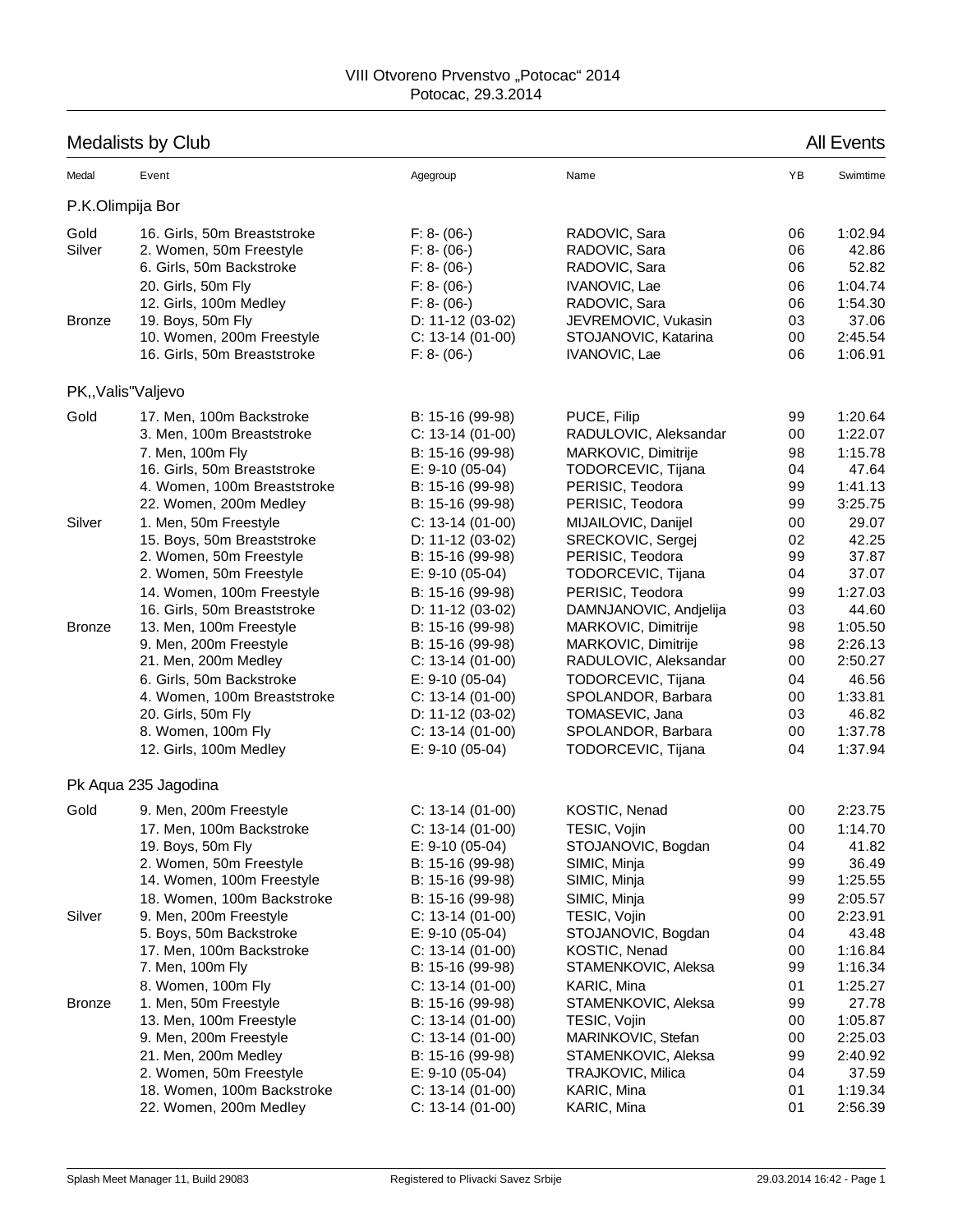VIII Otvoreno Prvenstvo „Potocac“ 2014
Potocac, 29.3.2014

## Medalists by Club

All Events

| Medal | Event | Agegroup | Name | YB | Swimtime |
|---|---|---|---|---|---|
| **P.K.Olimpija Bor** | | | | | |
| Gold | 16. Girls, 50m Breaststroke | F: 8- (06-) | RADOVIC, Sara | 06 | 1:02.94 |
| Silver | 2. Women, 50m Freestyle | F: 8- (06-) | RADOVIC, Sara | 06 | 42.86 |
| | 6. Girls, 50m Backstroke | F: 8- (06-) | RADOVIC, Sara | 06 | 52.82 |
| | 20. Girls, 50m Fly | F: 8- (06-) | IVANOVIC, Lae | 06 | 1:04.74 |
| | 12. Girls, 100m Medley | F: 8- (06-) | RADOVIC, Sara | 06 | 1:54.30 |
| Bronze | 19. Boys, 50m Fly | D: 11-12 (03-02) | JEVREMOVIC, Vukasin | 03 | 37.06 |
| | 10. Women, 200m Freestyle | C: 13-14 (01-00) | STOJANOVIC, Katarina | 00 | 2:45.54 |
| | 16. Girls, 50m Breaststroke | F: 8- (06-) | IVANOVIC, Lae | 06 | 1:06.91 |
| **PK,,Valis"Valjevo** | | | | | |
| Gold | 17. Men, 100m Backstroke | B: 15-16 (99-98) | PUCE, Filip | 99 | 1:20.64 |
| | 3. Men, 100m Breaststroke | C: 13-14 (01-00) | RADULOVIC, Aleksandar | 00 | 1:22.07 |
| | 7. Men, 100m Fly | B: 15-16 (99-98) | MARKOVIC, Dimitrije | 98 | 1:15.78 |
| | 16. Girls, 50m Breaststroke | E: 9-10 (05-04) | TODORCEVIC, Tijana | 04 | 47.64 |
| | 4. Women, 100m Breaststroke | B: 15-16 (99-98) | PERISIC, Teodora | 99 | 1:41.13 |
| | 22. Women, 200m Medley | B: 15-16 (99-98) | PERISIC, Teodora | 99 | 3:25.75 |
| Silver | 1. Men, 50m Freestyle | C: 13-14 (01-00) | MIJAILOVIC, Danijel | 00 | 29.07 |
| | 15. Boys, 50m Breaststroke | D: 11-12 (03-02) | SRECKOVIC, Sergej | 02 | 42.25 |
| | 2. Women, 50m Freestyle | B: 15-16 (99-98) | PERISIC, Teodora | 99 | 37.87 |
| | 2. Women, 50m Freestyle | E: 9-10 (05-04) | TODORCEVIC, Tijana | 04 | 37.07 |
| | 14. Women, 100m Freestyle | B: 15-16 (99-98) | PERISIC, Teodora | 99 | 1:27.03 |
| | 16. Girls, 50m Breaststroke | D: 11-12 (03-02) | DAMNJANOVIC, Andjelija | 03 | 44.60 |
| Bronze | 13. Men, 100m Freestyle | B: 15-16 (99-98) | MARKOVIC, Dimitrije | 98 | 1:05.50 |
| | 9. Men, 200m Freestyle | B: 15-16 (99-98) | MARKOVIC, Dimitrije | 98 | 2:26.13 |
| | 21. Men, 200m Medley | C: 13-14 (01-00) | RADULOVIC, Aleksandar | 00 | 2:50.27 |
| | 6. Girls, 50m Backstroke | E: 9-10 (05-04) | TODORCEVIC, Tijana | 04 | 46.56 |
| | 4. Women, 100m Breaststroke | C: 13-14 (01-00) | SPOLANDOR, Barbara | 00 | 1:33.81 |
| | 20. Girls, 50m Fly | D: 11-12 (03-02) | TOMASEVIC, Jana | 03 | 46.82 |
| | 8. Women, 100m Fly | C: 13-14 (01-00) | SPOLANDOR, Barbara | 00 | 1:37.78 |
| | 12. Girls, 100m Medley | E: 9-10 (05-04) | TODORCEVIC, Tijana | 04 | 1:37.94 |
| **Pk Aqua 235 Jagodina** | | | | | |
| Gold | 9. Men, 200m Freestyle | C: 13-14 (01-00) | KOSTIC, Nenad | 00 | 2:23.75 |
| | 17. Men, 100m Backstroke | C: 13-14 (01-00) | TESIC, Vojin | 00 | 1:14.70 |
| | 19. Boys, 50m Fly | E: 9-10 (05-04) | STOJANOVIC, Bogdan | 04 | 41.82 |
| | 2. Women, 50m Freestyle | B: 15-16 (99-98) | SIMIC, Minja | 99 | 36.49 |
| | 14. Women, 100m Freestyle | B: 15-16 (99-98) | SIMIC, Minja | 99 | 1:25.55 |
| | 18. Women, 100m Backstroke | B: 15-16 (99-98) | SIMIC, Minja | 99 | 2:05.57 |
| Silver | 9. Men, 200m Freestyle | C: 13-14 (01-00) | TESIC, Vojin | 00 | 2:23.91 |
| | 5. Boys, 50m Backstroke | E: 9-10 (05-04) | STOJANOVIC, Bogdan | 04 | 43.48 |
| | 17. Men, 100m Backstroke | C: 13-14 (01-00) | KOSTIC, Nenad | 00 | 1:16.84 |
| | 7. Men, 100m Fly | B: 15-16 (99-98) | STAMENKOVIC, Aleksa | 99 | 1:16.34 |
| | 8. Women, 100m Fly | C: 13-14 (01-00) | KARIC, Mina | 01 | 1:25.27 |
| Bronze | 1. Men, 50m Freestyle | B: 15-16 (99-98) | STAMENKOVIC, Aleksa | 99 | 27.78 |
| | 13. Men, 100m Freestyle | C: 13-14 (01-00) | TESIC, Vojin | 00 | 1:05.87 |
| | 9. Men, 200m Freestyle | C: 13-14 (01-00) | MARINKOVIC, Stefan | 00 | 2:25.03 |
| | 21. Men, 200m Medley | B: 15-16 (99-98) | STAMENKOVIC, Aleksa | 99 | 2:40.92 |
| | 2. Women, 50m Freestyle | E: 9-10 (05-04) | TRAJKOVIC, Milica | 04 | 37.59 |
| | 18. Women, 100m Backstroke | C: 13-14 (01-00) | KARIC, Mina | 01 | 1:19.34 |
| | 22. Women, 200m Medley | C: 13-14 (01-00) | KARIC, Mina | 01 | 2:56.39 |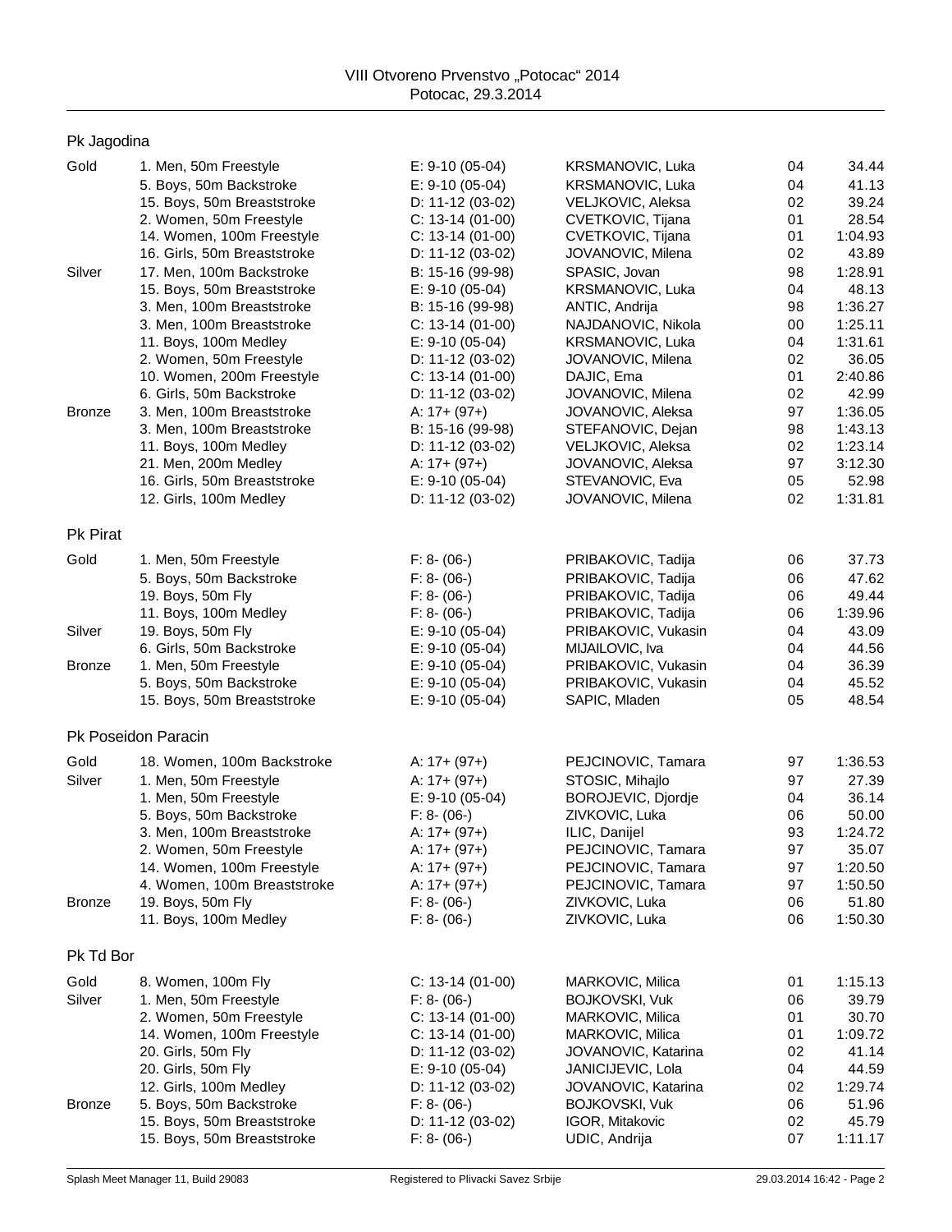VIII Otvoreno Prvenstvo „Potocac" 2014
Potocac, 29.3.2014

## Pk Jagodina

| Medal | Event | Category | Name | YOB | Time |
|---|---|---|---|---|---|
| Gold | 1. Men, 50m Freestyle | E: 9-10 (05-04) | KRSMANOVIC, Luka | 04 | 34.44 |
| | 5. Boys, 50m Backstroke | E: 9-10 (05-04) | KRSMANOVIC, Luka | 04 | 41.13 |
| | 15. Boys, 50m Breaststroke | D: 11-12 (03-02) | VELJKOVIC, Aleksa | 02 | 39.24 |
| | 2. Women, 50m Freestyle | C: 13-14 (01-00) | CVETKOVIC, Tijana | 01 | 28.54 |
| | 14. Women, 100m Freestyle | C: 13-14 (01-00) | CVETKOVIC, Tijana | 01 | 1:04.93 |
| | 16. Girls, 50m Breaststroke | D: 11-12 (03-02) | JOVANOVIC, Milena | 02 | 43.89 |
| Silver | 17. Men, 100m Backstroke | B: 15-16 (99-98) | SPASIC, Jovan | 98 | 1:28.91 |
| | 15. Boys, 50m Breaststroke | E: 9-10 (05-04) | KRSMANOVIC, Luka | 04 | 48.13 |
| | 3. Men, 100m Breaststroke | B: 15-16 (99-98) | ANTIC, Andrija | 98 | 1:36.27 |
| | 3. Men, 100m Breaststroke | C: 13-14 (01-00) | NAJDANOVIC, Nikola | 00 | 1:25.11 |
| | 11. Boys, 100m Medley | E: 9-10 (05-04) | KRSMANOVIC, Luka | 04 | 1:31.61 |
| | 2. Women, 50m Freestyle | D: 11-12 (03-02) | JOVANOVIC, Milena | 02 | 36.05 |
| | 10. Women, 200m Freestyle | C: 13-14 (01-00) | DAJIC, Ema | 01 | 2:40.86 |
| | 6. Girls, 50m Backstroke | D: 11-12 (03-02) | JOVANOVIC, Milena | 02 | 42.99 |
| Bronze | 3. Men, 100m Breaststroke | A: 17+ (97+) | JOVANOVIC, Aleksa | 97 | 1:36.05 |
| | 3. Men, 100m Breaststroke | B: 15-16 (99-98) | STEFANOVIC, Dejan | 98 | 1:43.13 |
| | 11. Boys, 100m Medley | D: 11-12 (03-02) | VELJKOVIC, Aleksa | 02 | 1:23.14 |
| | 21. Men, 200m Medley | A: 17+ (97+) | JOVANOVIC, Aleksa | 97 | 3:12.30 |
| | 16. Girls, 50m Breaststroke | E: 9-10 (05-04) | STEVANOVIC, Eva | 05 | 52.98 |
| | 12. Girls, 100m Medley | D: 11-12 (03-02) | JOVANOVIC, Milena | 02 | 1:31.81 |

## Pk Pirat

| Medal | Event | Category | Name | YOB | Time |
|---|---|---|---|---|---|
| Gold | 1. Men, 50m Freestyle | F: 8- (06-) | PRIBAKOVIC, Tadija | 06 | 37.73 |
| | 5. Boys, 50m Backstroke | F: 8- (06-) | PRIBAKOVIC, Tadija | 06 | 47.62 |
| | 19. Boys, 50m Fly | F: 8- (06-) | PRIBAKOVIC, Tadija | 06 | 49.44 |
| | 11. Boys, 100m Medley | F: 8- (06-) | PRIBAKOVIC, Tadija | 06 | 1:39.96 |
| Silver | 19. Boys, 50m Fly | E: 9-10 (05-04) | PRIBAKOVIC, Vukasin | 04 | 43.09 |
| | 6. Girls, 50m Backstroke | E: 9-10 (05-04) | MIJAILOVIC, Iva | 04 | 44.56 |
| Bronze | 1. Men, 50m Freestyle | E: 9-10 (05-04) | PRIBAKOVIC, Vukasin | 04 | 36.39 |
| | 5. Boys, 50m Backstroke | E: 9-10 (05-04) | PRIBAKOVIC, Vukasin | 04 | 45.52 |
| | 15. Boys, 50m Breaststroke | E: 9-10 (05-04) | SAPIC, Mladen | 05 | 48.54 |

## Pk Poseidon Paracin

| Medal | Event | Category | Name | YOB | Time |
|---|---|---|---|---|---|
| Gold | 18. Women, 100m Backstroke | A: 17+ (97+) | PEJCINOVIC, Tamara | 97 | 1:36.53 |
| Silver | 1. Men, 50m Freestyle | A: 17+ (97+) | STOSIC, Mihajlo | 97 | 27.39 |
| | 1. Men, 50m Freestyle | E: 9-10 (05-04) | BOROJEVIC, Djordje | 04 | 36.14 |
| | 5. Boys, 50m Backstroke | F: 8- (06-) | ZIVKOVIC, Luka | 06 | 50.00 |
| | 3. Men, 100m Breaststroke | A: 17+ (97+) | ILIC, Danijel | 93 | 1:24.72 |
| | 2. Women, 50m Freestyle | A: 17+ (97+) | PEJCINOVIC, Tamara | 97 | 35.07 |
| | 14. Women, 100m Freestyle | A: 17+ (97+) | PEJCINOVIC, Tamara | 97 | 1:20.50 |
| | 4. Women, 100m Breaststroke | A: 17+ (97+) | PEJCINOVIC, Tamara | 97 | 1:50.50 |
| Bronze | 19. Boys, 50m Fly | F: 8- (06-) | ZIVKOVIC, Luka | 06 | 51.80 |
| | 11. Boys, 100m Medley | F: 8- (06-) | ZIVKOVIC, Luka | 06 | 1:50.30 |

## Pk Td Bor

| Medal | Event | Category | Name | YOB | Time |
|---|---|---|---|---|---|
| Gold | 8. Women, 100m Fly | C: 13-14 (01-00) | MARKOVIC, Milica | 01 | 1:15.13 |
| Silver | 1. Men, 50m Freestyle | F: 8- (06-) | BOJKOVSKI, Vuk | 06 | 39.79 |
| | 2. Women, 50m Freestyle | C: 13-14 (01-00) | MARKOVIC, Milica | 01 | 30.70 |
| | 14. Women, 100m Freestyle | C: 13-14 (01-00) | MARKOVIC, Milica | 01 | 1:09.72 |
| | 20. Girls, 50m Fly | D: 11-12 (03-02) | JOVANOVIC, Katarina | 02 | 41.14 |
| | 20. Girls, 50m Fly | E: 9-10 (05-04) | JANICIJEVIC, Lola | 04 | 44.59 |
| | 12. Girls, 100m Medley | D: 11-12 (03-02) | JOVANOVIC, Katarina | 02 | 1:29.74 |
| Bronze | 5. Boys, 50m Backstroke | F: 8- (06-) | BOJKOVSKI, Vuk | 06 | 51.96 |
| | 15. Boys, 50m Breaststroke | D: 11-12 (03-02) | IGOR, Mitakovic | 02 | 45.79 |
| | 15. Boys, 50m Breaststroke | F: 8- (06-) | UDIC, Andrija | 07 | 1:11.17 |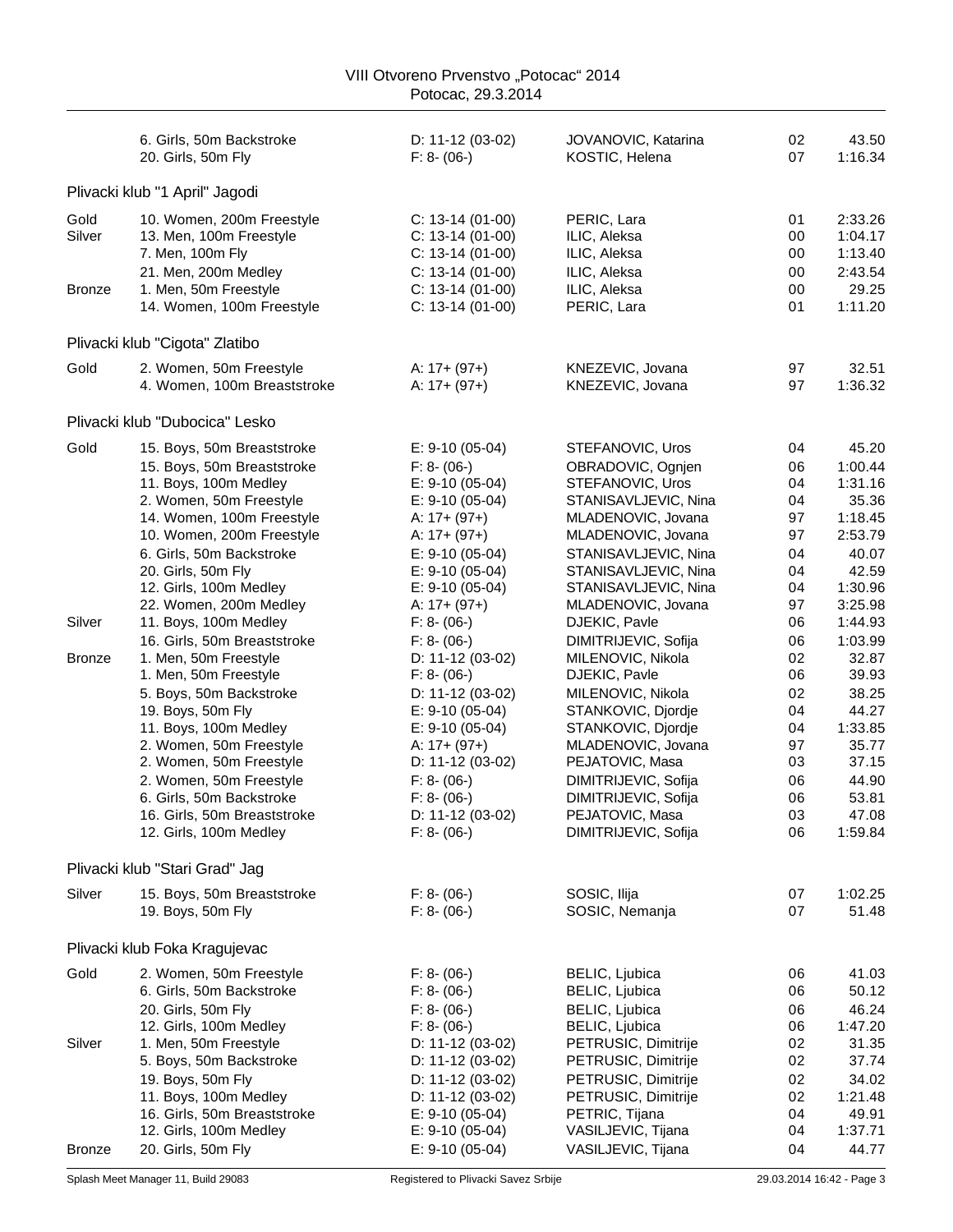| | Event | Category | Name | YoB | Time |
|---|---|---|---|---|---|
| | 6. Girls, 50m Backstroke | D: 11-12 (03-02) | JOVANOVIC, Katarina | 02 | 43.50 |
| | 20. Girls, 50m Fly | F: 8- (06-) | KOSTIC, Helena | 07 | 1:16.34 |

## Plivacki klub "1 April" Jagodi

| | Event | Category | Name | YoB | Time |
|---|---|---|---|---|---|
| Gold | 10. Women, 200m Freestyle | C: 13-14 (01-00) | PERIC, Lara | 01 | 2:33.26 |
| Silver | 13. Men, 100m Freestyle | C: 13-14 (01-00) | ILIC, Aleksa | 00 | 1:04.17 |
| | 7. Men, 100m Fly | C: 13-14 (01-00) | ILIC, Aleksa | 00 | 1:13.40 |
| | 21. Men, 200m Medley | C: 13-14 (01-00) | ILIC, Aleksa | 00 | 2:43.54 |
| Bronze | 1. Men, 50m Freestyle | C: 13-14 (01-00) | ILIC, Aleksa | 00 | 29.25 |
| | 14. Women, 100m Freestyle | C: 13-14 (01-00) | PERIC, Lara | 01 | 1:11.20 |

## Plivacki klub "Cigota" Zlatibo

| | Event | Category | Name | YoB | Time |
|---|---|---|---|---|---|
| Gold | 2. Women, 50m Freestyle | A: 17+ (97+) | KNEZEVIC, Jovana | 97 | 32.51 |
| | 4. Women, 100m Breaststroke | A: 17+ (97+) | KNEZEVIC, Jovana | 97 | 1:36.32 |

## Plivacki klub "Dubocica" Lesko

| | Event | Category | Name | YoB | Time |
|---|---|---|---|---|---|
| Gold | 15. Boys, 50m Breaststroke | E: 9-10 (05-04) | STEFANOVIC, Uros | 04 | 45.20 |
| | 15. Boys, 50m Breaststroke | F: 8- (06-) | OBRADOVIC, Ognjen | 06 | 1:00.44 |
| | 11. Boys, 100m Medley | E: 9-10 (05-04) | STEFANOVIC, Uros | 04 | 1:31.16 |
| | 2. Women, 50m Freestyle | E: 9-10 (05-04) | STANISAVLJEVIC, Nina | 04 | 35.36 |
| | 14. Women, 100m Freestyle | A: 17+ (97+) | MLADENOVIC, Jovana | 97 | 1:18.45 |
| | 10. Women, 200m Freestyle | A: 17+ (97+) | MLADENOVIC, Jovana | 97 | 2:53.79 |
| | 6. Girls, 50m Backstroke | E: 9-10 (05-04) | STANISAVLJEVIC, Nina | 04 | 40.07 |
| | 20. Girls, 50m Fly | E: 9-10 (05-04) | STANISAVLJEVIC, Nina | 04 | 42.59 |
| | 12. Girls, 100m Medley | E: 9-10 (05-04) | STANISAVLJEVIC, Nina | 04 | 1:30.96 |
| | 22. Women, 200m Medley | A: 17+ (97+) | MLADENOVIC, Jovana | 97 | 3:25.98 |
| Silver | 11. Boys, 100m Medley | F: 8- (06-) | DJEKIC, Pavle | 06 | 1:44.93 |
| | 16. Girls, 50m Breaststroke | F: 8- (06-) | DIMITRIJEVIC, Sofija | 06 | 1:03.99 |
| Bronze | 1. Men, 50m Freestyle | D: 11-12 (03-02) | MILENOVIC, Nikola | 02 | 32.87 |
| | 1. Men, 50m Freestyle | F: 8- (06-) | DJEKIC, Pavle | 06 | 39.93 |
| | 5. Boys, 50m Backstroke | D: 11-12 (03-02) | MILENOVIC, Nikola | 02 | 38.25 |
| | 19. Boys, 50m Fly | E: 9-10 (05-04) | STANKOVIC, Djordje | 04 | 44.27 |
| | 11. Boys, 100m Medley | E: 9-10 (05-04) | STANKOVIC, Djordje | 04 | 1:33.85 |
| | 2. Women, 50m Freestyle | A: 17+ (97+) | MLADENOVIC, Jovana | 97 | 35.77 |
| | 2. Women, 50m Freestyle | D: 11-12 (03-02) | PEJATOVIC, Masa | 03 | 37.15 |
| | 2. Women, 50m Freestyle | F: 8- (06-) | DIMITRIJEVIC, Sofija | 06 | 44.90 |
| | 6. Girls, 50m Backstroke | F: 8- (06-) | DIMITRIJEVIC, Sofija | 06 | 53.81 |
| | 16. Girls, 50m Breaststroke | D: 11-12 (03-02) | PEJATOVIC, Masa | 03 | 47.08 |
| | 12. Girls, 100m Medley | F: 8- (06-) | DIMITRIJEVIC, Sofija | 06 | 1:59.84 |

## Plivacki klub "Stari Grad" Jag

| | Event | Category | Name | YoB | Time |
|---|---|---|---|---|---|
| Silver | 15. Boys, 50m Breaststroke | F: 8- (06-) | SOSIC, Ilija | 07 | 1:02.25 |
| | 19. Boys, 50m Fly | F: 8- (06-) | SOSIC, Nemanja | 07 | 51.48 |

## Plivacki klub Foka Kragujevac

| | Event | Category | Name | YoB | Time |
|---|---|---|---|---|---|
| Gold | 2. Women, 50m Freestyle | F: 8- (06-) | BELIC, Ljubica | 06 | 41.03 |
| | 6. Girls, 50m Backstroke | F: 8- (06-) | BELIC, Ljubica | 06 | 50.12 |
| | 20. Girls, 50m Fly | F: 8- (06-) | BELIC, Ljubica | 06 | 46.24 |
| | 12. Girls, 100m Medley | F: 8- (06-) | BELIC, Ljubica | 06 | 1:47.20 |
| Silver | 1. Men, 50m Freestyle | D: 11-12 (03-02) | PETRUSIC, Dimitrije | 02 | 31.35 |
| | 5. Boys, 50m Backstroke | D: 11-12 (03-02) | PETRUSIC, Dimitrije | 02 | 37.74 |
| | 19. Boys, 50m Fly | D: 11-12 (03-02) | PETRUSIC, Dimitrije | 02 | 34.02 |
| | 11. Boys, 100m Medley | D: 11-12 (03-02) | PETRUSIC, Dimitrije | 02 | 1:21.48 |
| | 16. Girls, 50m Breaststroke | E: 9-10 (05-04) | PETRIC, Tijana | 04 | 49.91 |
| | 12. Girls, 100m Medley | E: 9-10 (05-04) | VASILJEVIC, Tijana | 04 | 1:37.71 |
| Bronze | 20. Girls, 50m Fly | E: 9-10 (05-04) | VASILJEVIC, Tijana | 04 | 44.77 |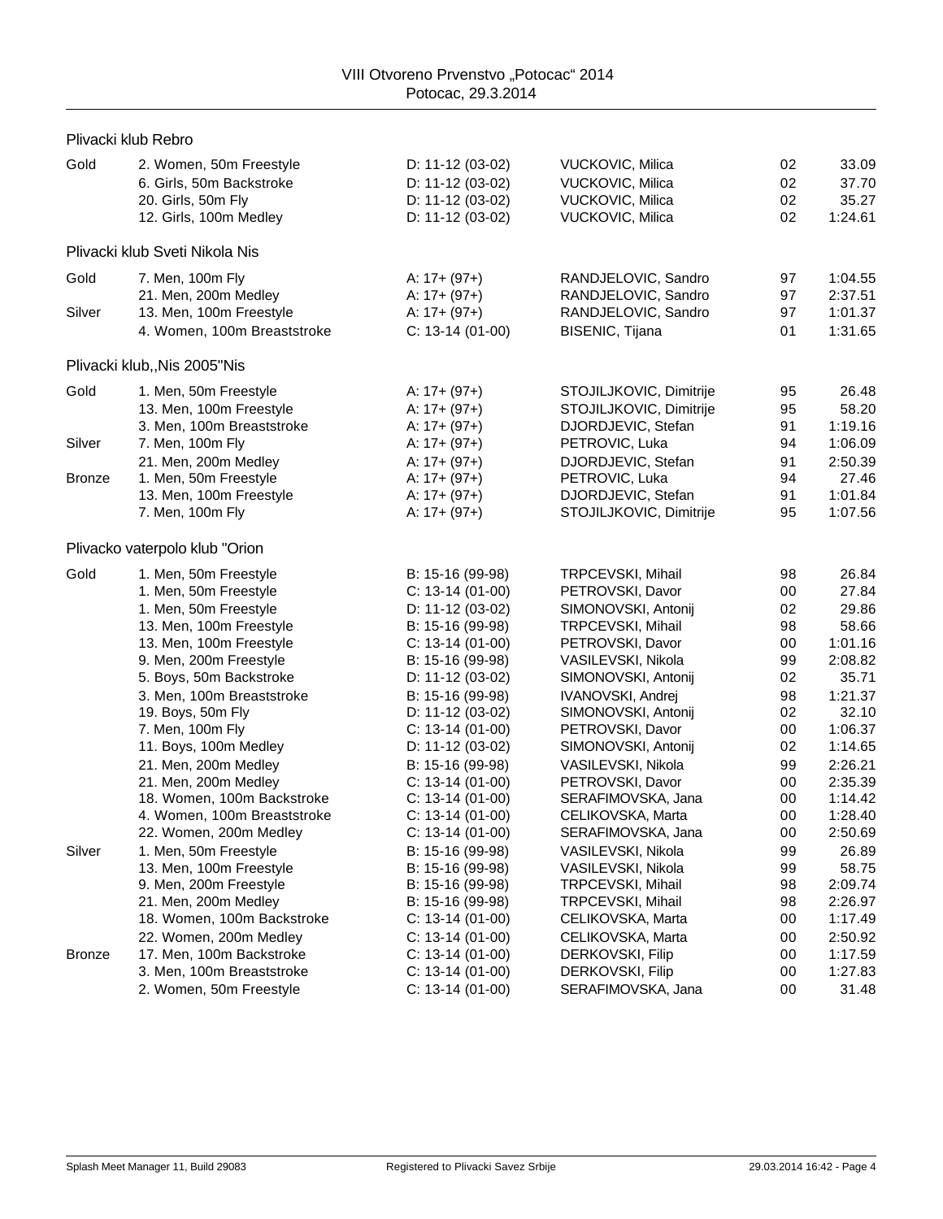VIII Otvoreno Prvenstvo „Potocac“ 2014
Potocac, 29.3.2014

### Plivacki klub Rebro

| | | | | | |
|---|---|---|---|---|---|
| Gold | 2. Women, 50m Freestyle | D: 11-12 (03-02) | VUCKOVIC, Milica | 02 | 33.09 |
| | 6. Girls, 50m Backstroke | D: 11-12 (03-02) | VUCKOVIC, Milica | 02 | 37.70 |
| | 20. Girls, 50m Fly | D: 11-12 (03-02) | VUCKOVIC, Milica | 02 | 35.27 |
| | 12. Girls, 100m Medley | D: 11-12 (03-02) | VUCKOVIC, Milica | 02 | 1:24.61 |

### Plivacki klub Sveti Nikola Nis

| | | | | | |
|---|---|---|---|---|---|
| Gold | 7. Men, 100m Fly | A: 17+ (97+) | RANDJELOVIC, Sandro | 97 | 1:04.55 |
| | 21. Men, 200m Medley | A: 17+ (97+) | RANDJELOVIC, Sandro | 97 | 2:37.51 |
| Silver | 13. Men, 100m Freestyle | A: 17+ (97+) | RANDJELOVIC, Sandro | 97 | 1:01.37 |
| | 4. Women, 100m Breaststroke | C: 13-14 (01-00) | BISENIC, Tijana | 01 | 1:31.65 |

### Plivacki klub,,Nis 2005"Nis

| | | | | | |
|---|---|---|---|---|---|
| Gold | 1. Men, 50m Freestyle | A: 17+ (97+) | STOJILJKOVIC, Dimitrije | 95 | 26.48 |
| | 13. Men, 100m Freestyle | A: 17+ (97+) | STOJILJKOVIC, Dimitrije | 95 | 58.20 |
| | 3. Men, 100m Breaststroke | A: 17+ (97+) | DJORDJEVIC, Stefan | 91 | 1:19.16 |
| Silver | 7. Men, 100m Fly | A: 17+ (97+) | PETROVIC, Luka | 94 | 1:06.09 |
| | 21. Men, 200m Medley | A: 17+ (97+) | DJORDJEVIC, Stefan | 91 | 2:50.39 |
| Bronze | 1. Men, 50m Freestyle | A: 17+ (97+) | PETROVIC, Luka | 94 | 27.46 |
| | 13. Men, 100m Freestyle | A: 17+ (97+) | DJORDJEVIC, Stefan | 91 | 1:01.84 |
| | 7. Men, 100m Fly | A: 17+ (97+) | STOJILJKOVIC, Dimitrije | 95 | 1:07.56 |

### Plivacko vaterpolo klub "Orion

| | | | | | |
|---|---|---|---|---|---|
| Gold | 1. Men, 50m Freestyle | B: 15-16 (99-98) | TRPCEVSKI, Mihail | 98 | 26.84 |
| | 1. Men, 50m Freestyle | C: 13-14 (01-00) | PETROVSKI, Davor | 00 | 27.84 |
| | 1. Men, 50m Freestyle | D: 11-12 (03-02) | SIMONOVSKI, Antonij | 02 | 29.86 |
| | 13. Men, 100m Freestyle | B: 15-16 (99-98) | TRPCEVSKI, Mihail | 98 | 58.66 |
| | 13. Men, 100m Freestyle | C: 13-14 (01-00) | PETROVSKI, Davor | 00 | 1:01.16 |
| | 9. Men, 200m Freestyle | B: 15-16 (99-98) | VASILEVSKI, Nikola | 99 | 2:08.82 |
| | 5. Boys, 50m Backstroke | D: 11-12 (03-02) | SIMONOVSKI, Antonij | 02 | 35.71 |
| | 3. Men, 100m Breaststroke | B: 15-16 (99-98) | IVANOVSKI, Andrej | 98 | 1:21.37 |
| | 19. Boys, 50m Fly | D: 11-12 (03-02) | SIMONOVSKI, Antonij | 02 | 32.10 |
| | 7. Men, 100m Fly | C: 13-14 (01-00) | PETROVSKI, Davor | 00 | 1:06.37 |
| | 11. Boys, 100m Medley | D: 11-12 (03-02) | SIMONOVSKI, Antonij | 02 | 1:14.65 |
| | 21. Men, 200m Medley | B: 15-16 (99-98) | VASILEVSKI, Nikola | 99 | 2:26.21 |
| | 21. Men, 200m Medley | C: 13-14 (01-00) | PETROVSKI, Davor | 00 | 2:35.39 |
| | 18. Women, 100m Backstroke | C: 13-14 (01-00) | SERAFIMOVSKA, Jana | 00 | 1:14.42 |
| | 4. Women, 100m Breaststroke | C: 13-14 (01-00) | CELIKOVSKA, Marta | 00 | 1:28.40 |
| | 22. Women, 200m Medley | C: 13-14 (01-00) | SERAFIMOVSKA, Jana | 00 | 2:50.69 |
| Silver | 1. Men, 50m Freestyle | B: 15-16 (99-98) | VASILEVSKI, Nikola | 99 | 26.89 |
| | 13. Men, 100m Freestyle | B: 15-16 (99-98) | VASILEVSKI, Nikola | 99 | 58.75 |
| | 9. Men, 200m Freestyle | B: 15-16 (99-98) | TRPCEVSKI, Mihail | 98 | 2:09.74 |
| | 21. Men, 200m Medley | B: 15-16 (99-98) | TRPCEVSKI, Mihail | 98 | 2:26.97 |
| | 18. Women, 100m Backstroke | C: 13-14 (01-00) | CELIKOVSKA, Marta | 00 | 1:17.49 |
| | 22. Women, 200m Medley | C: 13-14 (01-00) | CELIKOVSKA, Marta | 00 | 2:50.92 |
| Bronze | 17. Men, 100m Backstroke | C: 13-14 (01-00) | DERKOVSKI, Filip | 00 | 1:17.59 |
| | 3. Men, 100m Breaststroke | C: 13-14 (01-00) | DERKOVSKI, Filip | 00 | 1:27.83 |
| | 2. Women, 50m Freestyle | C: 13-14 (01-00) | SERAFIMOVSKA, Jana | 00 | 31.48 |